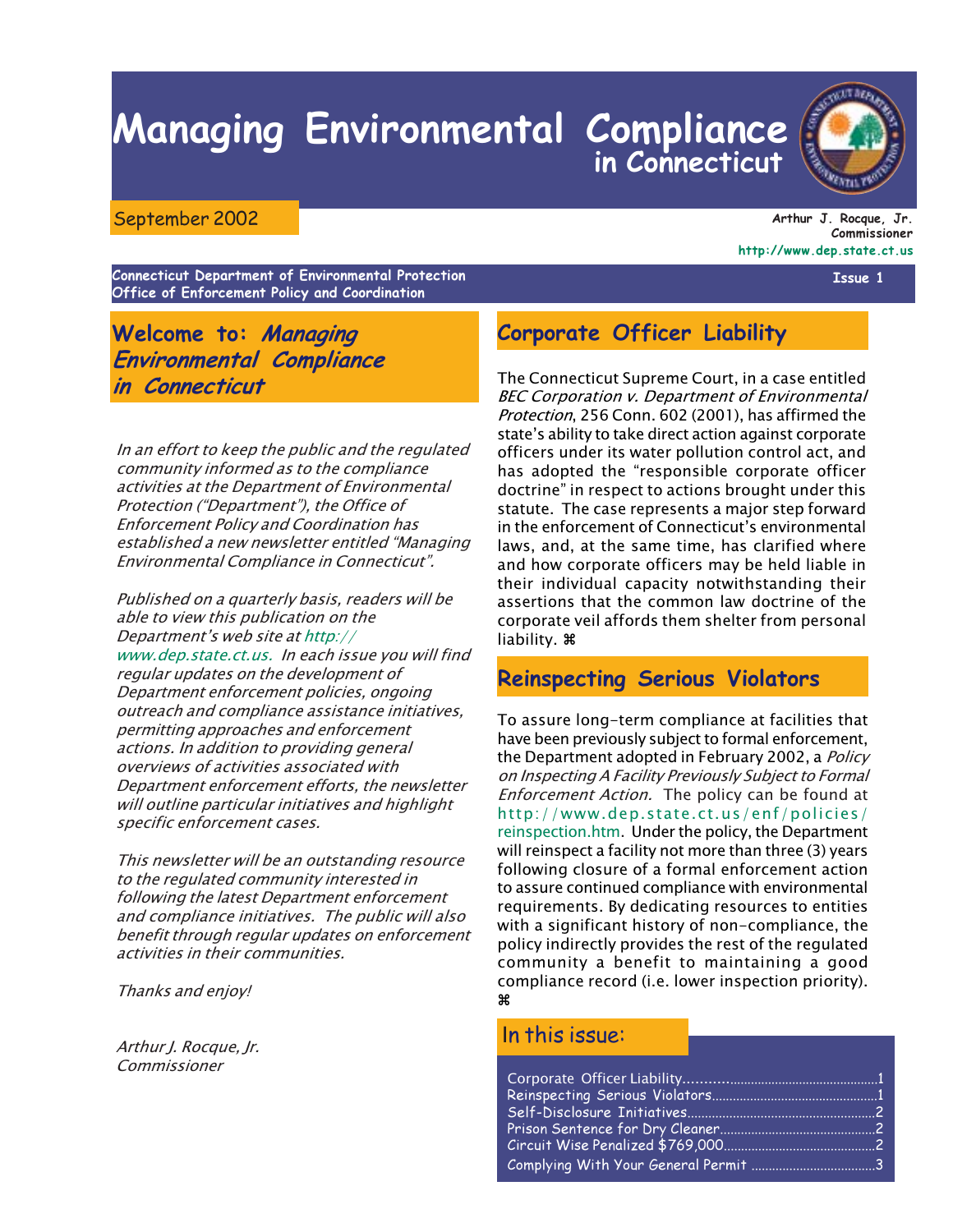# Managing Environmental Compliance in Connecticut

September 2002

**Arthur J. Rocque, Jr.**
**Commissioner**
**http://www.dep.state.ct.us**

**Connecticut Department of Environmental Protection**
**Office of Enforcement Policy and Coordination**

**Issue 1**

## Welcome to: *Managing Environmental Compliance in Connecticut*

*In an effort to keep the public and the regulated community informed as to the compliance activities at the Department of Environmental Protection ("Department"), the Office of Enforcement Policy and Coordination has established a new newsletter entitled "Managing Environmental Compliance in Connecticut".*

*Published on a quarterly basis, readers will be able to view this publication on the Department's web site at http://www.dep.state.ct.us. In each issue you will find regular updates on the development of Department enforcement policies, ongoing outreach and compliance assistance initiatives, permitting approaches and enforcement actions. In addition to providing general overviews of activities associated with Department enforcement efforts, the newsletter will outline particular initiatives and highlight specific enforcement cases.*

*This newsletter will be an outstanding resource to the regulated community interested in following the latest Department enforcement and compliance initiatives. The public will also benefit through regular updates on enforcement activities in their communities.*

*Thanks and enjoy!*

*Arthur J. Rocque, Jr.*
*Commissioner*

## Corporate Officer Liability

The Connecticut Supreme Court, in a case entitled *BEC Corporation v. Department of Environmental Protection*, 256 Conn. 602 (2001), has affirmed the state's ability to take direct action against corporate officers under its water pollution control act, and has adopted the "responsible corporate officer doctrine" in respect to actions brought under this statute. The case represents a major step forward in the enforcement of Connecticut's environmental laws, and, at the same time, has clarified where and how corporate officers may be held liable in their individual capacity notwithstanding their assertions that the common law doctrine of the corporate veil affords them shelter from personal liability. ⌘

## Reinspecting Serious Violators

To assure long-term compliance at facilities that have been previously subject to formal enforcement, the Department adopted in February 2002, a *Policy on Inspecting A Facility Previously Subject to Formal Enforcement Action.* The policy can be found at http://www.dep.state.ct.us/enf/policies/reinspection.htm. Under the policy, the Department will reinspect a facility not more than three (3) years following closure of a formal enforcement action to assure continued compliance with environmental requirements. By dedicating resources to entities with a significant history of non-compliance, the policy indirectly provides the rest of the regulated community a benefit to maintaining a good compliance record (i.e. lower inspection priority). ⌘

## In this issue:

| | |
|---|---|
| Corporate Officer Liability | 1 |
| Reinspecting Serious Violators | 1 |
| Self-Disclosure Initiatives | 2 |
| Prison Sentence for Dry Cleaner | 2 |
| Circuit Wise Penalized $769,000 | 2 |
| Complying With Your General Permit | 3 |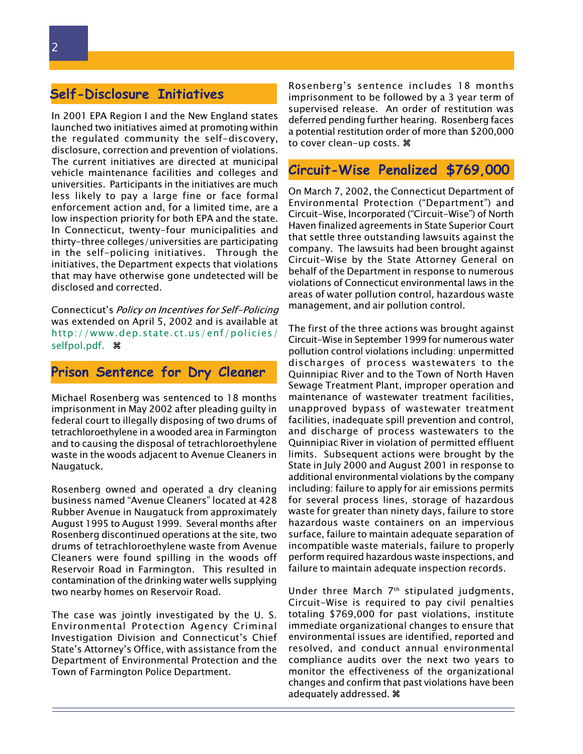## Self-Disclosure Initiatives

In 2001 EPA Region I and the New England states launched two initiatives aimed at promoting within the regulated community the self-discovery, disclosure, correction and prevention of violations. The current initiatives are directed at municipal vehicle maintenance facilities and colleges and universities. Participants in the initiatives are much less likely to pay a large fine or face formal enforcement action and, for a limited time, are a low inspection priority for both EPA and the state. In Connecticut, twenty-four municipalities and thirty-three colleges/universities are participating in the self-policing initiatives. Through the initiatives, the Department expects that violations that may have otherwise gone undetected will be disclosed and corrected.

Connecticut's *Policy on Incentives for Self-Policing* was extended on April 5, 2002 and is available at http://www.dep.state.ct.us/enf/policies/selfpol.pdf. ⌘

## Prison Sentence for Dry Cleaner

Michael Rosenberg was sentenced to 18 months imprisonment in May 2002 after pleading guilty in federal court to illegally disposing of two drums of tetrachloroethylene in a wooded area in Farmington and to causing the disposal of tetrachloroethylene waste in the woods adjacent to Avenue Cleaners in Naugatuck.

Rosenberg owned and operated a dry cleaning business named "Avenue Cleaners" located at 428 Rubber Avenue in Naugatuck from approximately August 1995 to August 1999. Several months after Rosenberg discontinued operations at the site, two drums of tetrachloroethylene waste from Avenue Cleaners were found spilling in the woods off Reservoir Road in Farmington. This resulted in contamination of the drinking water wells supplying two nearby homes on Reservoir Road.

The case was jointly investigated by the U. S. Environmental Protection Agency Criminal Investigation Division and Connecticut's Chief State's Attorney's Office, with assistance from the Department of Environmental Protection and the Town of Farmington Police Department.

Rosenberg's sentence includes 18 months imprisonment to be followed by a 3 year term of supervised release. An order of restitution was deferred pending further hearing. Rosenberg faces a potential restitution order of more than $200,000 to cover clean-up costs. ⌘

## Circuit-Wise Penalized $769,000

On March 7, 2002, the Connecticut Department of Environmental Protection ("Department") and Circuit-Wise, Incorporated ("Circuit-Wise") of North Haven finalized agreements in State Superior Court that settle three outstanding lawsuits against the company. The lawsuits had been brought against Circuit-Wise by the State Attorney General on behalf of the Department in response to numerous violations of Connecticut environmental laws in the areas of water pollution control, hazardous waste management, and air pollution control.

The first of the three actions was brought against Circuit-Wise in September 1999 for numerous water pollution control violations including: unpermitted discharges of process wastewaters to the Quinnipiac River and to the Town of North Haven Sewage Treatment Plant, improper operation and maintenance of wastewater treatment facilities, unapproved bypass of wastewater treatment facilities, inadequate spill prevention and control, and discharge of process wastewaters to the Quinnipiac River in violation of permitted effluent limits. Subsequent actions were brought by the State in July 2000 and August 2001 in response to additional environmental violations by the company including: failure to apply for air emissions permits for several process lines, storage of hazardous waste for greater than ninety days, failure to store hazardous waste containers on an impervious surface, failure to maintain adequate separation of incompatible waste materials, failure to properly perform required hazardous waste inspections, and failure to maintain adequate inspection records.

Under three March 7th stipulated judgments, Circuit-Wise is required to pay civil penalties totaling $769,000 for past violations, institute immediate organizational changes to ensure that environmental issues are identified, reported and resolved, and conduct annual environmental compliance audits over the next two years to monitor the effectiveness of the organizational changes and confirm that past violations have been adequately addressed. ⌘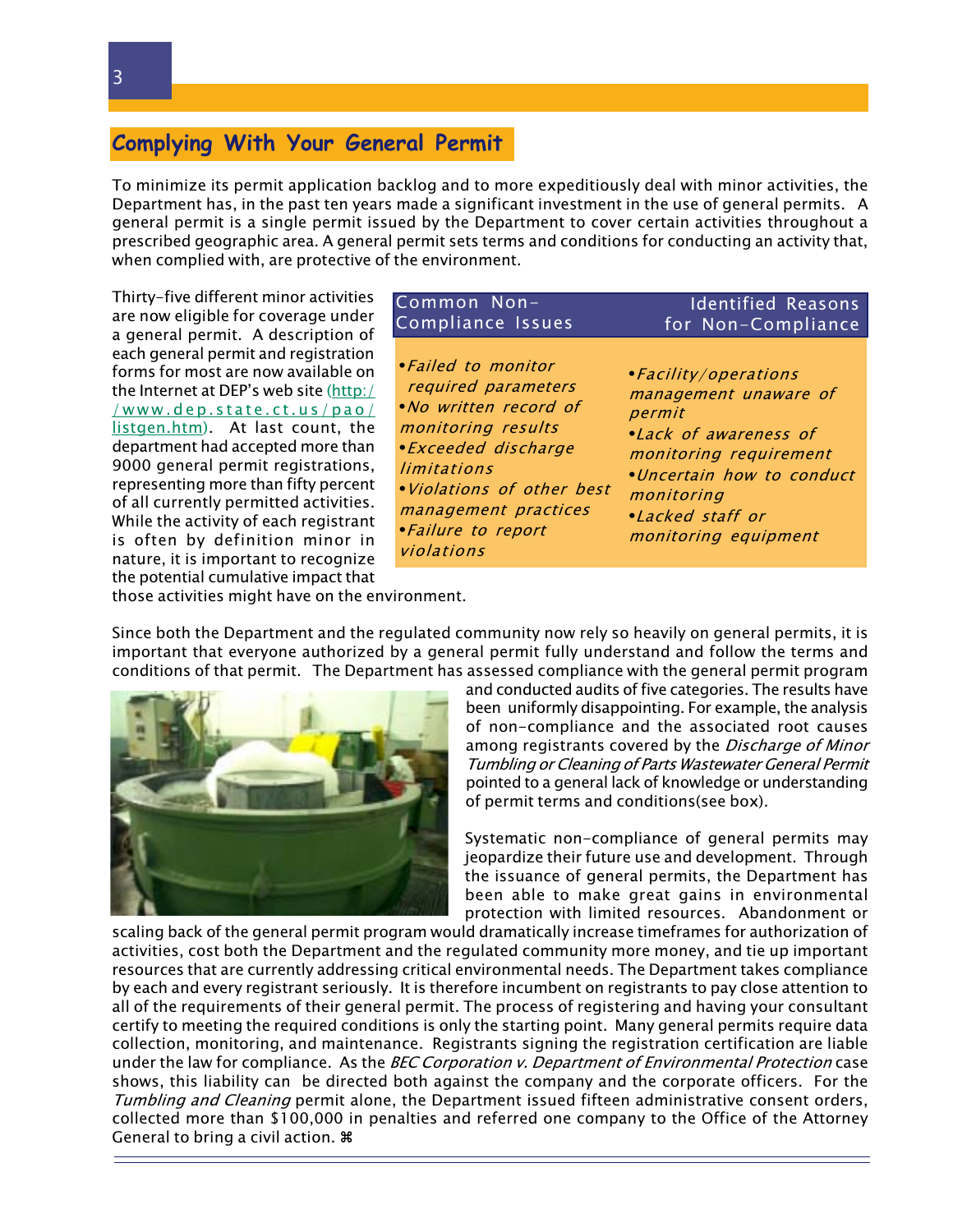## Complying With Your General Permit

To minimize its permit application backlog and to more expeditiously deal with minor activities, the Department has, in the past ten years made a significant investment in the use of general permits. A general permit is a single permit issued by the Department to cover certain activities throughout a prescribed geographic area. A general permit sets terms and conditions for conducting an activity that, when complied with, are protective of the environment.

Thirty-five different minor activities are now eligible for coverage under a general permit. A description of each general permit and registration forms for most are now available on the Internet at DEP's web site (http://www.dep.state.ct.us/pao/listgen.htm). At last count, the department had accepted more than 9000 general permit registrations, representing more than fifty percent of all currently permitted activities. While the activity of each registrant is often by definition minor in nature, it is important to recognize the potential cumulative impact that those activities might have on the environment.

| Common Non-Compliance Issues | Identified Reasons for Non-Compliance |
|---|---|
| •*Failed to monitor required parameters*<br>•*No written record of monitoring results*<br>•*Exceeded discharge limitations*<br>•*Violations of other best management practices*<br>•*Failure to report violations* | •*Facility/operations management unaware of permit*<br>•*Lack of awareness of monitoring requirement*<br>•*Uncertain how to conduct monitoring*<br>•*Lacked staff or monitoring equipment* |

Since both the Department and the regulated community now rely so heavily on general permits, it is important that everyone authorized by a general permit fully understand and follow the terms and conditions of that permit. The Department has assessed compliance with the general permit program and conducted audits of five categories. The results have been uniformly disappointing. For example, the analysis of non-compliance and the associated root causes among registrants covered by the *Discharge of Minor Tumbling or Cleaning of Parts Wastewater General Permit* pointed to a general lack of knowledge or understanding of permit terms and conditions(see box).

Systematic non-compliance of general permits may jeopardize their future use and development. Through the issuance of general permits, the Department has been able to make great gains in environmental protection with limited resources. Abandonment or scaling back of the general permit program would dramatically increase timeframes for authorization of activities, cost both the Department and the regulated community more money, and tie up important resources that are currently addressing critical environmental needs. The Department takes compliance by each and every registrant seriously. It is therefore incumbent on registrants to pay close attention to all of the requirements of their general permit. The process of registering and having your consultant certify to meeting the required conditions is only the starting point. Many general permits require data collection, monitoring, and maintenance. Registrants signing the registration certification are liable under the law for compliance. As the *BEC Corporation v. Department of Environmental Protection* case shows, this liability can be directed both against the company and the corporate officers. For the *Tumbling and Cleaning* permit alone, the Department issued fifteen administrative consent orders, collected more than $100,000 in penalties and referred one company to the Office of the Attorney General to bring a civil action. ⌘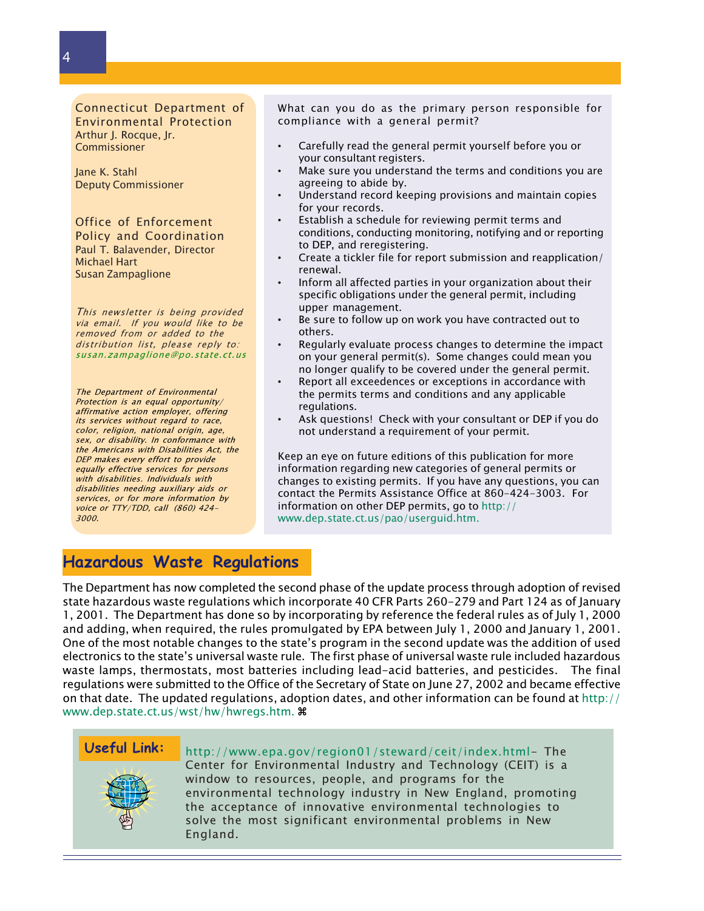Connecticut Department of Environmental Protection
Arthur J. Rocque, Jr.
Commissioner

Jane K. Stahl
Deputy Commissioner

Office of Enforcement Policy and Coordination
Paul T. Balavender, Director
Michael Hart
Susan Zampaglione

*This newsletter is being provided via email. If you would like to be removed from or added to the distribution list, please reply to: susan.zampaglione@po.state.ct.us*

*The Department of Environmental Protection is an equal opportunity/ affirmative action employer, offering its services without regard to race, color, religion, national origin, age, sex, or disability. In conformance with the Americans with Disabilities Act, the DEP makes every effort to provide equally effective services for persons with disabilities. Individuals with disabilities needing auxiliary aids or services, or for more information by voice or TTY/TDD, call (860) 424-3000.*

What can you do as the primary person responsible for compliance with a general permit?

- Carefully read the general permit yourself before you or your consultant registers.
- Make sure you understand the terms and conditions you are agreeing to abide by.
- Understand record keeping provisions and maintain copies for your records.
- Establish a schedule for reviewing permit terms and conditions, conducting monitoring, notifying and or reporting to DEP, and reregistering.
- Create a tickler file for report submission and reapplication/ renewal.
- Inform all affected parties in your organization about their specific obligations under the general permit, including upper management.
- Be sure to follow up on work you have contracted out to others.
- Regularly evaluate process changes to determine the impact on your general permit(s). Some changes could mean you no longer qualify to be covered under the general permit.
- Report all exceedences or exceptions in accordance with the permits terms and conditions and any applicable regulations.
- Ask questions! Check with your consultant or DEP if you do not understand a requirement of your permit.

Keep an eye on future editions of this publication for more information regarding new categories of general permits or changes to existing permits. If you have any questions, you can contact the Permits Assistance Office at 860-424-3003. For information on other DEP permits, go to http://www.dep.state.ct.us/pao/userguid.htm.

## Hazardous Waste Regulations

The Department has now completed the second phase of the update process through adoption of revised state hazardous waste regulations which incorporate 40 CFR Parts 260-279 and Part 124 as of January 1, 2001. The Department has done so by incorporating by reference the federal rules as of July 1, 2000 and adding, when required, the rules promulgated by EPA between July 1, 2000 and January 1, 2001. One of the most notable changes to the state's program in the second update was the addition of used electronics to the state's universal waste rule. The first phase of universal waste rule included hazardous waste lamps, thermostats, most batteries including lead-acid batteries, and pesticides. The final regulations were submitted to the Office of the Secretary of State on June 27, 2002 and became effective on that date. The updated regulations, adoption dates, and other information can be found at http://www.dep.state.ct.us/wst/hw/hwregs.htm. ⌘

**Useful Link:**

http://www.epa.gov/region01/steward/ceit/index.html- The Center for Environmental Industry and Technology (CEIT) is a window to resources, people, and programs for the environmental technology industry in New England, promoting the acceptance of innovative environmental technologies to solve the most significant environmental problems in New England.